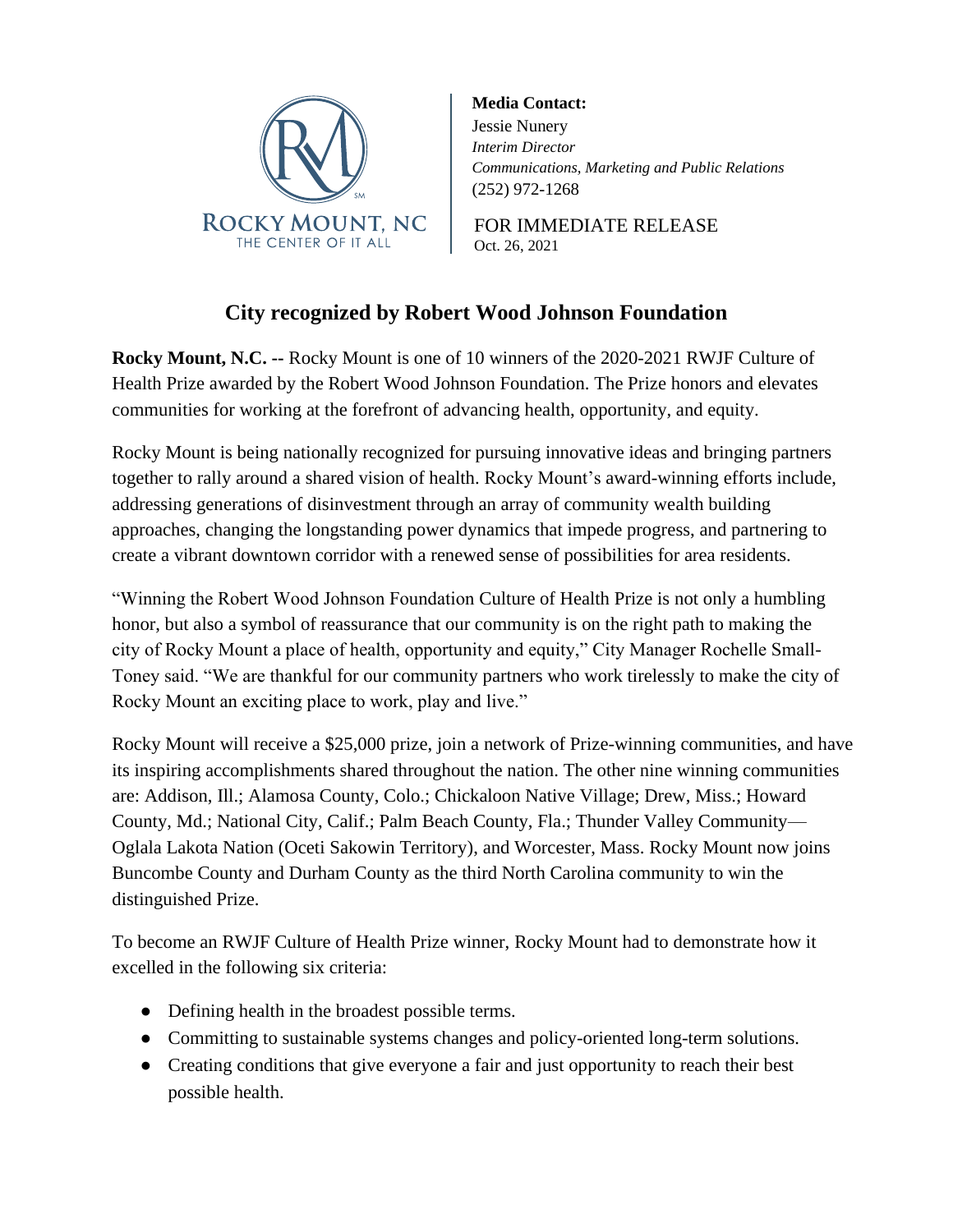ROCKY MOUNT, NC
THE CENTER OF IT ALL

**Media Contact:**
Jessie Nunery
*Interim Director*
*Communications, Marketing and Public Relations*
(252) 972-1268

FOR IMMEDIATE RELEASE
Oct. 26, 2021

# City recognized by Robert Wood Johnson Foundation

**Rocky Mount, N.C. --** Rocky Mount is one of 10 winners of the 2020-2021 RWJF Culture of Health Prize awarded by the Robert Wood Johnson Foundation. The Prize honors and elevates communities for working at the forefront of advancing health, opportunity, and equity.

Rocky Mount is being nationally recognized for pursuing innovative ideas and bringing partners together to rally around a shared vision of health. Rocky Mount's award-winning efforts include, addressing generations of disinvestment through an array of community wealth building approaches, changing the longstanding power dynamics that impede progress, and partnering to create a vibrant downtown corridor with a renewed sense of possibilities for area residents.

"Winning the Robert Wood Johnson Foundation Culture of Health Prize is not only a humbling honor, but also a symbol of reassurance that our community is on the right path to making the city of Rocky Mount a place of health, opportunity and equity," City Manager Rochelle Small-Toney said. "We are thankful for our community partners who work tirelessly to make the city of Rocky Mount an exciting place to work, play and live."

Rocky Mount will receive a $25,000 prize, join a network of Prize-winning communities, and have its inspiring accomplishments shared throughout the nation. The other nine winning communities are: Addison, Ill.; Alamosa County, Colo.; Chickaloon Native Village; Drew, Miss.; Howard County, Md.; National City, Calif.; Palm Beach County, Fla.; Thunder Valley Community—Oglala Lakota Nation (Oceti Sakowin Territory), and Worcester, Mass. Rocky Mount now joins Buncombe County and Durham County as the third North Carolina community to win the distinguished Prize.

To become an RWJF Culture of Health Prize winner, Rocky Mount had to demonstrate how it excelled in the following six criteria:

- Defining health in the broadest possible terms.
- Committing to sustainable systems changes and policy-oriented long-term solutions.
- Creating conditions that give everyone a fair and just opportunity to reach their best possible health.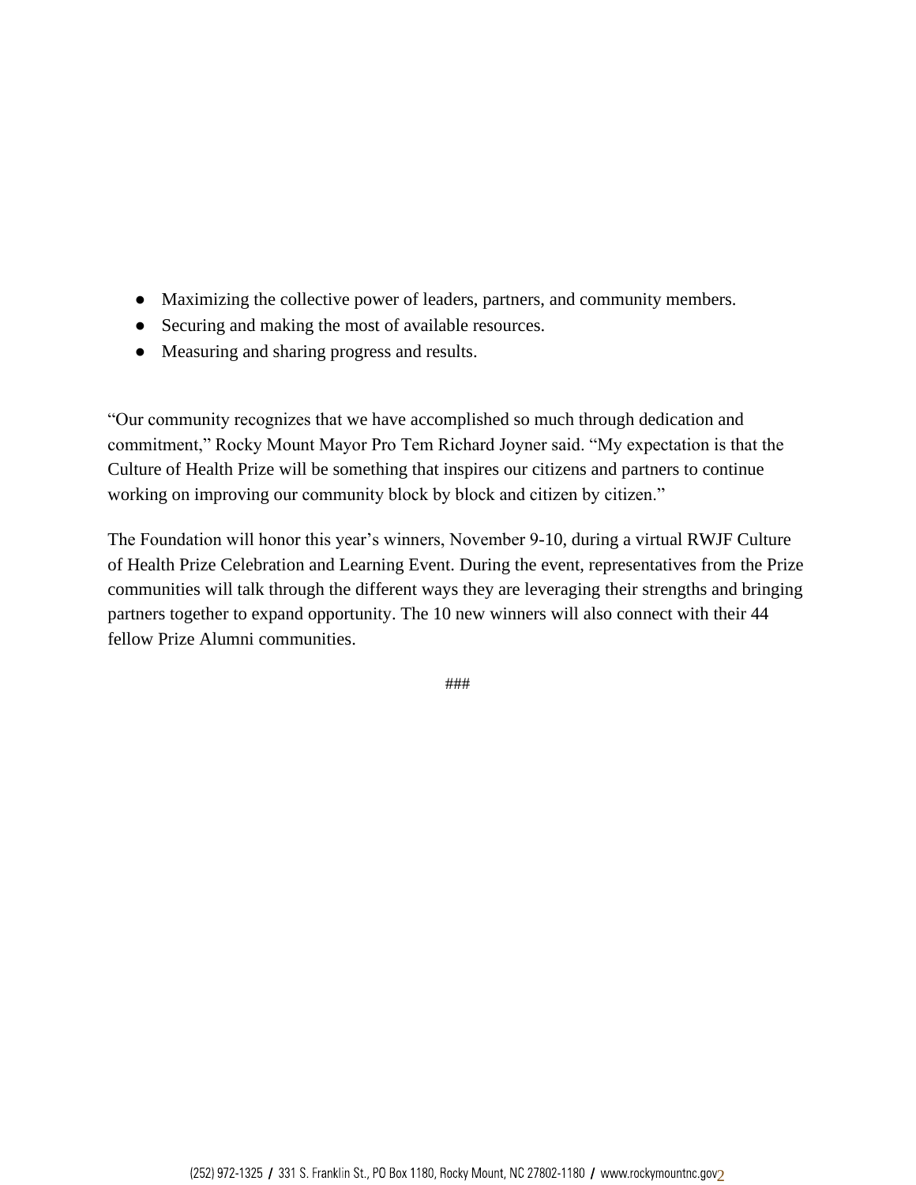- Maximizing the collective power of leaders, partners, and community members.
- Securing and making the most of available resources.
- Measuring and sharing progress and results.

“Our community recognizes that we have accomplished so much through dedication and commitment,” Rocky Mount Mayor Pro Tem Richard Joyner said. “My expectation is that the Culture of Health Prize will be something that inspires our citizens and partners to continue working on improving our community block by block and citizen by citizen.”

The Foundation will honor this year’s winners, November 9-10, during a virtual RWJF Culture of Health Prize Celebration and Learning Event. During the event, representatives from the Prize communities will talk through the different ways they are leveraging their strengths and bringing partners together to expand opportunity. The 10 new winners will also connect with their 44 fellow Prize Alumni communities.

###